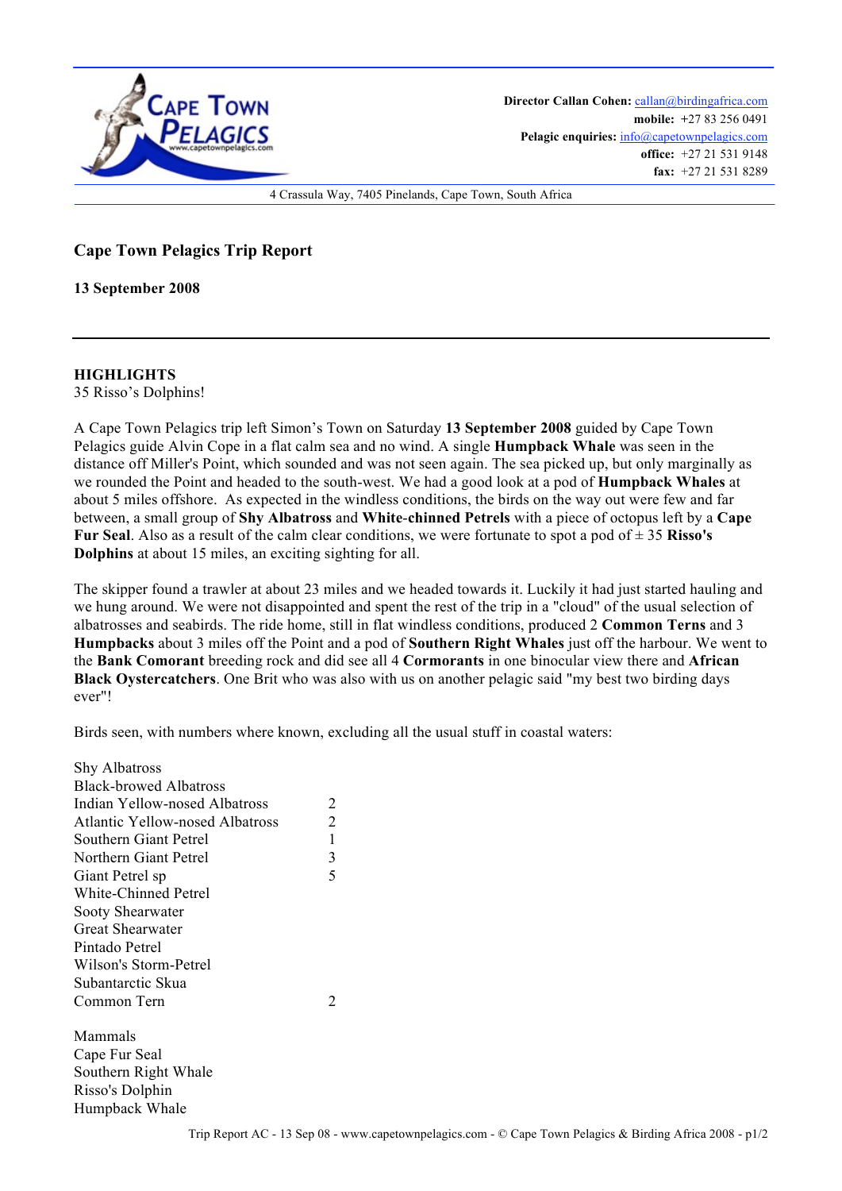**Director Callan Cohen:** callan@birdingafrica.com
**mobile:** +27 83 256 0491
**Pelagic enquiries:** info@capetownpelagics.com
**office:** +27 21 531 9148
**fax:** +27 21 531 8289

4 Crassula Way, 7405 Pinelands, Cape Town, South Africa

# Cape Town Pelagics Trip Report

**13 September 2008**

---

**HIGHLIGHTS**
35 Risso's Dolphins!

A Cape Town Pelagics trip left Simon's Town on Saturday **13 September 2008** guided by Cape Town Pelagics guide Alvin Cope in a flat calm sea and no wind. A single **Humpback Whale** was seen in the distance off Miller's Point, which sounded and was not seen again. The sea picked up, but only marginally as we rounded the Point and headed to the south-west. We had a good look at a pod of **Humpback Whales** at about 5 miles offshore. As expected in the windless conditions, the birds on the way out were few and far between, a small group of **Shy Albatross** and **White-chinned Petrels** with a piece of octopus left by a **Cape Fur Seal**. Also as a result of the calm clear conditions, we were fortunate to spot a pod of ± 35 **Risso's Dolphins** at about 15 miles, an exciting sighting for all.

The skipper found a trawler at about 23 miles and we headed towards it. Luckily it had just started hauling and we hung around. We were not disappointed and spent the rest of the trip in a "cloud" of the usual selection of albatrosses and seabirds. The ride home, still in flat windless conditions, produced 2 **Common Terns** and 3 **Humpbacks** about 3 miles off the Point and a pod of **Southern Right Whales** just off the harbour. We went to the **Bank Comorant** breeding rock and did see all 4 **Cormorants** in one binocular view there and **African Black Oystercatchers**. One Brit who was also with us on another pelagic said "my best two birding days ever"!

Birds seen, with numbers where known, excluding all the usual stuff in coastal waters:

| Species | Number |
|---|---|
| Shy Albatross | |
| Black-browed Albatross | |
| Indian Yellow-nosed Albatross | 2 |
| Atlantic Yellow-nosed Albatross | 2 |
| Southern Giant Petrel | 1 |
| Northern Giant Petrel | 3 |
| Giant Petrel sp | 5 |
| White-Chinned Petrel | |
| Sooty Shearwater | |
| Great Shearwater | |
| Pintado Petrel | |
| Wilson's Storm-Petrel | |
| Subantarctic Skua | |
| Common Tern | 2 |

Mammals
Cape Fur Seal
Southern Right Whale
Risso's Dolphin
Humpback Whale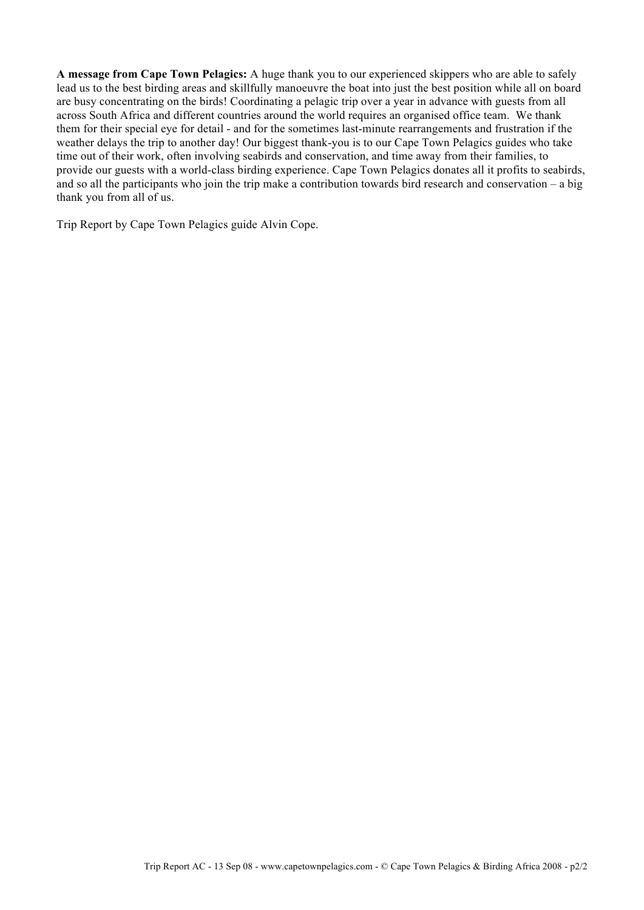**A message from Cape Town Pelagics:** A huge thank you to our experienced skippers who are able to safely lead us to the best birding areas and skillfully manoeuvre the boat into just the best position while all on board are busy concentrating on the birds! Coordinating a pelagic trip over a year in advance with guests from all across South Africa and different countries around the world requires an organised office team. We thank them for their special eye for detail - and for the sometimes last-minute rearrangements and frustration if the weather delays the trip to another day! Our biggest thank-you is to our Cape Town Pelagics guides who take time out of their work, often involving seabirds and conservation, and time away from their families, to provide our guests with a world-class birding experience. Cape Town Pelagics donates all it profits to seabirds, and so all the participants who join the trip make a contribution towards bird research and conservation – a big thank you from all of us.

Trip Report by Cape Town Pelagics guide Alvin Cope.